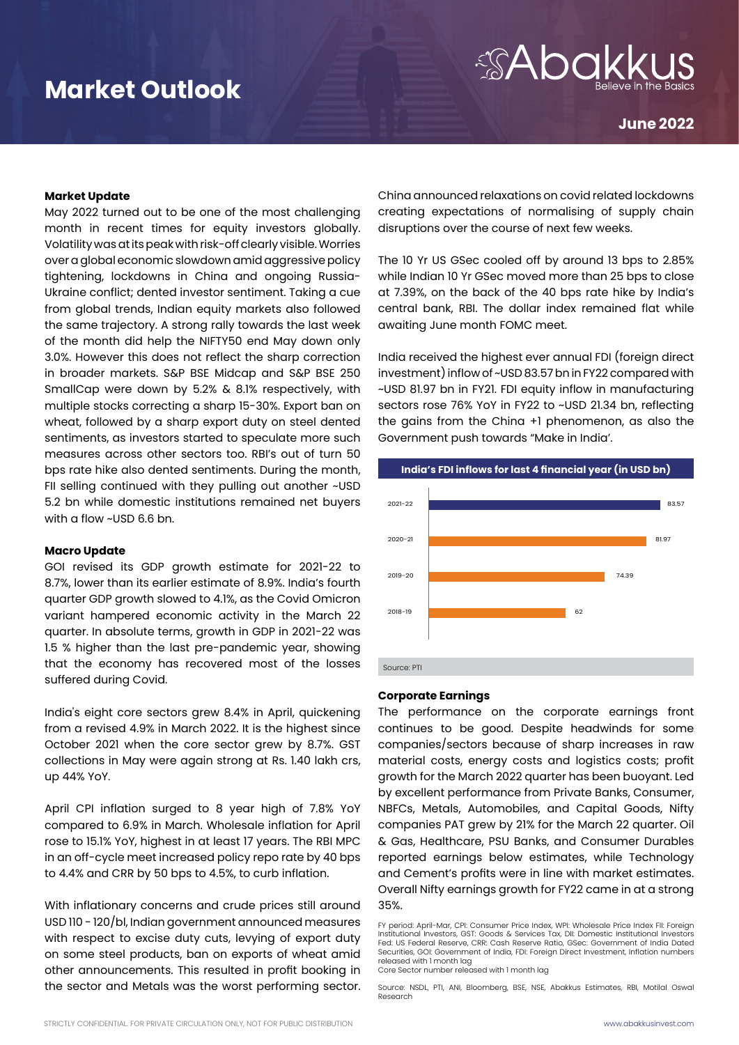# Market Outlook

Abakkus — Believe in the Basics

**June 2022**

**Market Update**

May 2022 turned out to be one of the most challenging month in recent times for equity investors globally. Volatility was at its peak with risk-off clearly visible. Worries over a global economic slowdown amid aggressive policy tightening, lockdowns in China and ongoing Russia-Ukraine conflict; dented investor sentiment. Taking a cue from global trends, Indian equity markets also followed the same trajectory. A strong rally towards the last week of the month did help the NIFTY50 end May down only 3.0%. However this does not reflect the sharp correction in broader markets. S&P BSE Midcap and S&P BSE 250 SmallCap were down by 5.2% & 8.1% respectively, with multiple stocks correcting a sharp 15-30%. Export ban on wheat, followed by a sharp export duty on steel dented sentiments, as investors started to speculate more such measures across other sectors too. RBI's out of turn 50 bps rate hike also dented sentiments. During the month, FII selling continued with they pulling out another ~USD 5.2 bn while domestic institutions remained net buyers with a flow ~USD 6.6 bn.

**Macro Update**

GOI revised its GDP growth estimate for 2021-22 to 8.7%, lower than its earlier estimate of 8.9%. India's fourth quarter GDP growth slowed to 4.1%, as the Covid Omicron variant hampered economic activity in the March 22 quarter. In absolute terms, growth in GDP in 2021-22 was 1.5 % higher than the last pre-pandemic year, showing that the economy has recovered most of the losses suffered during Covid.

India's eight core sectors grew 8.4% in April, quickening from a revised 4.9% in March 2022. It is the highest since October 2021 when the core sector grew by 8.7%. GST collections in May were again strong at Rs. 1.40 lakh crs, up 44% YoY.

April CPI inflation surged to 8 year high of 7.8% YoY compared to 6.9% in March. Wholesale inflation for April rose to 15.1% YoY, highest in at least 17 years. The RBI MPC in an off-cycle meet increased policy repo rate by 40 bps to 4.4% and CRR by 50 bps to 4.5%, to curb inflation.

With inflationary concerns and crude prices still around USD 110 - 120/bl, Indian government announced measures with respect to excise duty cuts, levying of export duty on some steel products, ban on exports of wheat amid other announcements. This resulted in profit booking in the sector and Metals was the worst performing sector. China announced relaxations on covid related lockdowns creating expectations of normalising of supply chain disruptions over the course of next few weeks.

The 10 Yr US GSec cooled off by around 13 bps to 2.85% while Indian 10 Yr GSec moved more than 25 bps to close at 7.39%, on the back of the 40 bps rate hike by India's central bank, RBI. The dollar index remained flat while awaiting June month FOMC meet.

India received the highest ever annual FDI (foreign direct investment) inflow of ~USD 83.57 bn in FY22 compared with ~USD 81.97 bn in FY21. FDI equity inflow in manufacturing sectors rose 76% YoY in FY22 to ~USD 21.34 bn, reflecting the gains from the China +1 phenomenon, as also the Government push towards "Make in India'.

**India's FDI inflows for last 4 financial year (in USD bn)**

| Year | FDI inflows (USD bn) |
|---|---|
| 2021-22 | 83.57 |
| 2020-21 | 81.97 |
| 2019-20 | 74.39 |
| 2018-19 | 62 |

Source: PTI

**Corporate Earnings**

The performance on the corporate earnings front continues to be good. Despite headwinds for some companies/sectors because of sharp increases in raw material costs, energy costs and logistics costs; profit growth for the March 2022 quarter has been buoyant. Led by excellent performance from Private Banks, Consumer, NBFCs, Metals, Automobiles, and Capital Goods, Nifty companies PAT grew by 21% for the March 22 quarter. Oil & Gas, Healthcare, PSU Banks, and Consumer Durables reported earnings below estimates, while Technology and Cement's profits were in line with market estimates. Overall Nifty earnings growth for FY22 came in at a strong 35%.

FY period: April-Mar, CPI: Consumer Price Index, WPI: Wholesale Price Index FII: Foreign Institutional Investors, GST: Goods & Services Tax, DII: Domestic Institutional Investors Fed: US Federal Reserve, CRR: Cash Reserve Ratio, GSec: Government of India Dated Securities, GOI: Government of India, FDI: Foreign Direct Investment, Inflation numbers released with 1 month lag
Core Sector number released with 1 month lag

Source: NSDL, PTI, ANI, Bloomberg, BSE, NSE, Abakkus Estimates, RBI, Motilal Oswal Research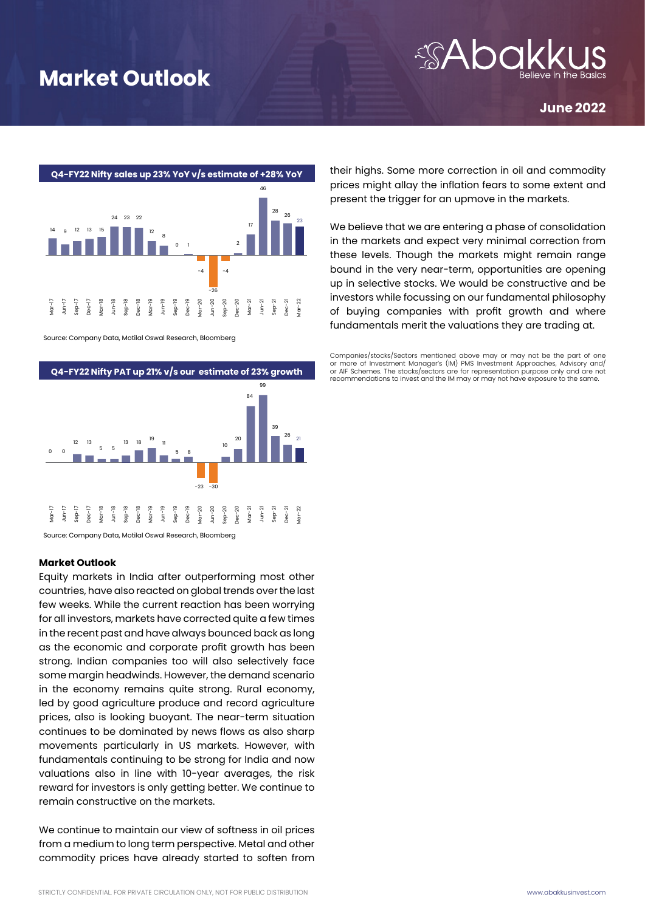# Market Outlook

**June 2022**

**Q4-FY22 Nifty sales up 23% YoY v/s estimate of +28% YoY**

| Mar-17 | Jun-17 | Sep-17 | Dec-17 | Mar-18 | Jun-18 | Sep-18 | Dec-18 | Mar-19 | Jun-19 | Sep-19 | Dec-19 | Mar-20 | Jun-20 | Sep-20 | Dec-20 | Mar-21 | Jun-21 | Sep-21 | Dec-21 | Mar-22 |
|---|---|---|---|---|---|---|---|---|---|---|---|---|---|---|---|---|---|---|---|---|
| 14 | 9 | 12 | 13 | 15 | 24 | 23 | 22 | 12 | 8 | 0 | 1 | -4 | -26 | -4 | 2 | 17 | 46 | 28 | 26 | 23 |

Source: Company Data, Motilal Oswal Research, Bloomberg

**Q4-FY22 Nifty PAT up 21% v/s our estimate of 23% growth**

| Mar-17 | Jun-17 | Sep-17 | Dec-17 | Mar-18 | Jun-18 | Sep-18 | Dec-18 | Mar-19 | Jun-19 | Sep-19 | Dec-19 | Mar-20 | Jun-20 | Sep-20 | Dec-20 | Mar-21 | Jun-21 | Sep-21 | Dec-21 | Mar-22 |
|---|---|---|---|---|---|---|---|---|---|---|---|---|---|---|---|---|---|---|---|---|
| 0 | 0 | 12 | 13 | 5 | 5 | 13 | 18 | 19 | 11 | 5 | 8 | -23 | -30 | 10 | 20 | 84 | 99 | 39 | 26 | 21 |

Source: Company Data, Motilal Oswal Research, Bloomberg

**Market Outlook**

Equity markets in India after outperforming most other countries, have also reacted on global trends over the last few weeks. While the current reaction has been worrying for all investors, markets have corrected quite a few times in the recent past and have always bounced back as long as the economic and corporate profit growth has been strong. Indian companies too will also selectively face some margin headwinds. However, the demand scenario in the economy remains quite strong. Rural economy, led by good agriculture produce and record agriculture prices, also is looking buoyant. The near-term situation continues to be dominated by news flows as also sharp movements particularly in US markets. However, with fundamentals continuing to be strong for India and now valuations also in line with 10-year averages, the risk reward for investors is only getting better. We continue to remain constructive on the markets.

We continue to maintain our view of softness in oil prices from a medium to long term perspective. Metal and other commodity prices have already started to soften from their highs. Some more correction in oil and commodity prices might allay the inflation fears to some extent and present the trigger for an upmove in the markets.

We believe that we are entering a phase of consolidation in the markets and expect very minimal correction from these levels. Though the markets might remain range bound in the very near-term, opportunities are opening up in selective stocks. We would be constructive and be investors while focussing on our fundamental philosophy of buying companies with profit growth and where fundamentals merit the valuations they are trading at.

Companies/stocks/Sectors mentioned above may or may not be the part of one or more of Investment Manager's (IM) PMS Investment Approaches, Advisory and/or AIF Schemes. The stocks/sectors are for representation purpose only and are not recommendations to invest and the IM may or may not have exposure to the same.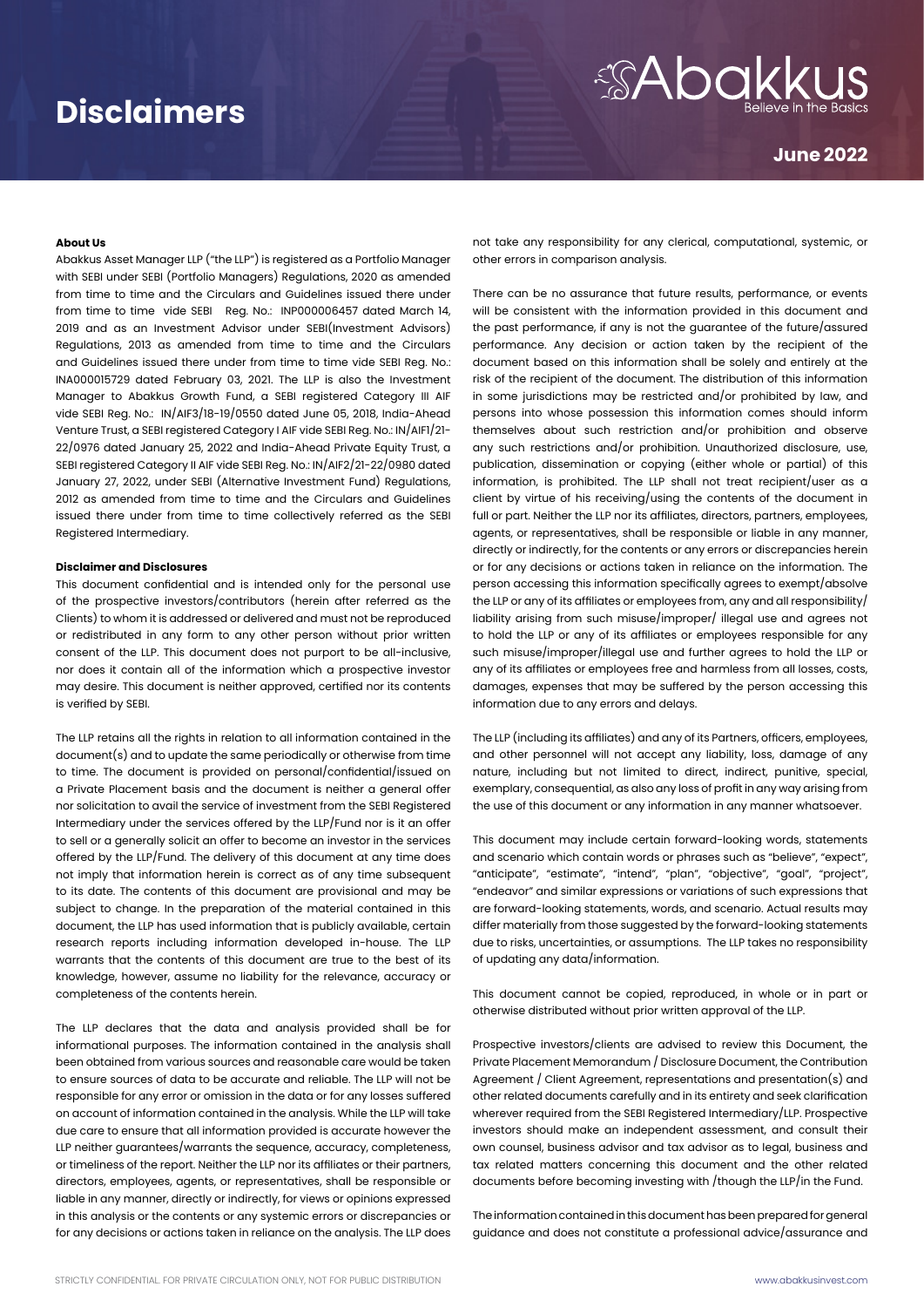# Disclaimers

Abakkus
Believe in the Basics

**June 2022**

#### About Us

Abakkus Asset Manager LLP ("the LLP") is registered as a Portfolio Manager with SEBI under SEBI (Portfolio Managers) Regulations, 2020 as amended from time to time and the Circulars and Guidelines issued there under from time to time vide SEBI Reg. No.: INP000006457 dated March 14, 2019 and as an Investment Advisor under SEBI(Investment Advisors) Regulations, 2013 as amended from time to time and the Circulars and Guidelines issued there under from time to time vide SEBI Reg. No.: INA000015729 dated February 03, 2021. The LLP is also the Investment Manager to Abakkus Growth Fund, a SEBI registered Category III AIF vide SEBI Reg. No.: IN/AIF3/18-19/0550 dated June 05, 2018, India-Ahead Venture Trust, a SEBI registered Category I AIF vide SEBI Reg. No.: IN/AIF1/21-22/0976 dated January 25, 2022 and India-Ahead Private Equity Trust, a SEBI registered Category II AIF vide SEBI Reg. No.: IN/AIF2/21-22/0980 dated January 27, 2022, under SEBI (Alternative Investment Fund) Regulations, 2012 as amended from time to time and the Circulars and Guidelines issued there under from time to time collectively referred as the SEBI Registered Intermediary.

#### Disclaimer and Disclosures

This document confidential and is intended only for the personal use of the prospective investors/contributors (herein after referred as the Clients) to whom it is addressed or delivered and must not be reproduced or redistributed in any form to any other person without prior written consent of the LLP. This document does not purport to be all-inclusive, nor does it contain all of the information which a prospective investor may desire. This document is neither approved, certified nor its contents is verified by SEBI.

The LLP retains all the rights in relation to all information contained in the document(s) and to update the same periodically or otherwise from time to time. The document is provided on personal/confidential/issued on a Private Placement basis and the document is neither a general offer nor solicitation to avail the service of investment from the SEBI Registered Intermediary under the services offered by the LLP/Fund nor is it an offer to sell or a generally solicit an offer to become an investor in the services offered by the LLP/Fund. The delivery of this document at any time does not imply that information herein is correct as of any time subsequent to its date. The contents of this document are provisional and may be subject to change. In the preparation of the material contained in this document, the LLP has used information that is publicly available, certain research reports including information developed in-house. The LLP warrants that the contents of this document are true to the best of its knowledge, however, assume no liability for the relevance, accuracy or completeness of the contents herein.

The LLP declares that the data and analysis provided shall be for informational purposes. The information contained in the analysis shall been obtained from various sources and reasonable care would be taken to ensure sources of data to be accurate and reliable. The LLP will not be responsible for any error or omission in the data or for any losses suffered on account of information contained in the analysis. While the LLP will take due care to ensure that all information provided is accurate however the LLP neither guarantees/warrants the sequence, accuracy, completeness, or timeliness of the report. Neither the LLP nor its affiliates or their partners, directors, employees, agents, or representatives, shall be responsible or liable in any manner, directly or indirectly, for views or opinions expressed in this analysis or the contents or any systemic errors or discrepancies or for any decisions or actions taken in reliance on the analysis. The LLP does not take any responsibility for any clerical, computational, systemic, or other errors in comparison analysis.

There can be no assurance that future results, performance, or events will be consistent with the information provided in this document and the past performance, if any is not the guarantee of the future/assured performance. Any decision or action taken by the recipient of the document based on this information shall be solely and entirely at the risk of the recipient of the document. The distribution of this information in some jurisdictions may be restricted and/or prohibited by law, and persons into whose possession this information comes should inform themselves about such restriction and/or prohibition and observe any such restrictions and/or prohibition. Unauthorized disclosure, use, publication, dissemination or copying (either whole or partial) of this information, is prohibited. The LLP shall not treat recipient/user as a client by virtue of his receiving/using the contents of the document in full or part. Neither the LLP nor its affiliates, directors, partners, employees, agents, or representatives, shall be responsible or liable in any manner, directly or indirectly, for the contents or any errors or discrepancies herein or for any decisions or actions taken in reliance on the information. The person accessing this information specifically agrees to exempt/absolve the LLP or any of its affiliates or employees from, any and all responsibility/ liability arising from such misuse/improper/ illegal use and agrees not to hold the LLP or any of its affiliates or employees responsible for any such misuse/improper/illegal use and further agrees to hold the LLP or any of its affiliates or employees free and harmless from all losses, costs, damages, expenses that may be suffered by the person accessing this information due to any errors and delays.

The LLP (including its affiliates) and any of its Partners, officers, employees, and other personnel will not accept any liability, loss, damage of any nature, including but not limited to direct, indirect, punitive, special, exemplary, consequential, as also any loss of profit in any way arising from the use of this document or any information in any manner whatsoever.

This document may include certain forward-looking words, statements and scenario which contain words or phrases such as "believe", "expect", "anticipate", "estimate", "intend", "plan", "objective", "goal", "project", "endeavor" and similar expressions or variations of such expressions that are forward-looking statements, words, and scenario. Actual results may differ materially from those suggested by the forward-looking statements due to risks, uncertainties, or assumptions. The LLP takes no responsibility of updating any data/information.

This document cannot be copied, reproduced, in whole or in part or otherwise distributed without prior written approval of the LLP.

Prospective investors/clients are advised to review this Document, the Private Placement Memorandum / Disclosure Document, the Contribution Agreement / Client Agreement, representations and presentation(s) and other related documents carefully and in its entirety and seek clarification wherever required from the SEBI Registered Intermediary/LLP. Prospective investors should make an independent assessment, and consult their own counsel, business advisor and tax advisor as to legal, business and tax related matters concerning this document and the other related documents before becoming investing with /though the LLP/in the Fund.

The information contained in this document has been prepared for general guidance and does not constitute a professional advice/assurance and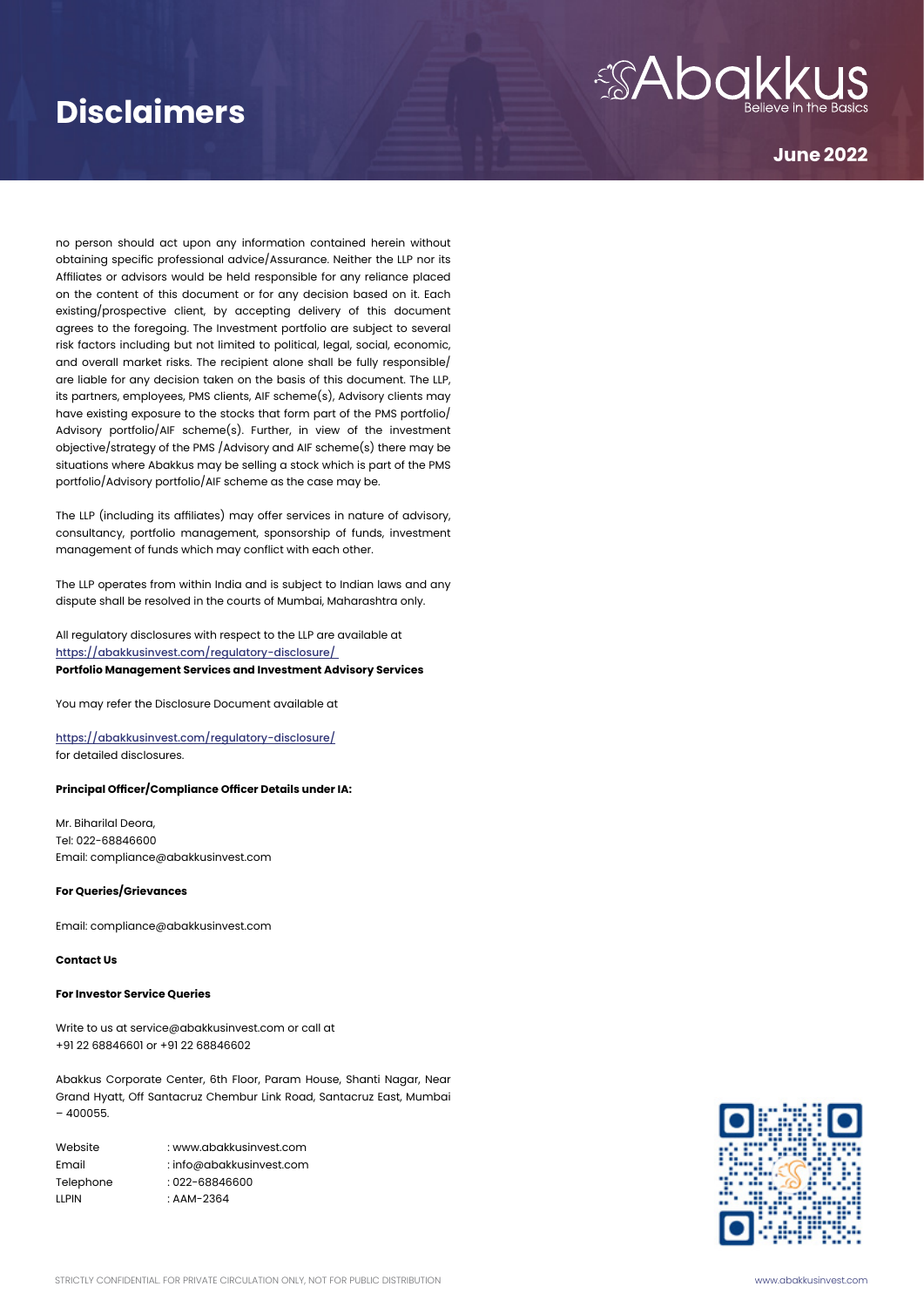# Disclaimers

no person should act upon any information contained herein without obtaining specific professional advice/Assurance. Neither the LLP nor its Affiliates or advisors would be held responsible for any reliance placed on the content of this document or for any decision based on it. Each existing/prospective client, by accepting delivery of this document agrees to the foregoing. The Investment portfolio are subject to several risk factors including but not limited to political, legal, social, economic, and overall market risks. The recipient alone shall be fully responsible/ are liable for any decision taken on the basis of this document. The LLP, its partners, employees, PMS clients, AIF scheme(s), Advisory clients may have existing exposure to the stocks that form part of the PMS portfolio/ Advisory portfolio/AIF scheme(s). Further, in view of the investment objective/strategy of the PMS /Advisory and AIF scheme(s) there may be situations where Abakkus may be selling a stock which is part of the PMS portfolio/Advisory portfolio/AIF scheme as the case may be.

The LLP (including its affiliates) may offer services in nature of advisory, consultancy, portfolio management, sponsorship of funds, investment management of funds which may conflict with each other.

The LLP operates from within India and is subject to Indian laws and any dispute shall be resolved in the courts of Mumbai, Maharashtra only.

All regulatory disclosures with respect to the LLP are available at https://abakkusinvest.com/regulatory-disclosure/

**Portfolio Management Services and Investment Advisory Services**

You may refer the Disclosure Document available at

https://abakkusinvest.com/regulatory-disclosure/
for detailed disclosures.

**Principal Officer/Compliance Officer Details under IA:**

Mr. Biharilal Deora,
Tel: 022-68846600
Email: compliance@abakkusinvest.com

**For Queries/Grievances**

Email: compliance@abakkusinvest.com

**Contact Us**

**For Investor Service Queries**

Write to us at service@abakkusinvest.com or call at
+91 22 68846601 or +91 22 68846602

Abakkus Corporate Center, 6th Floor, Param House, Shanti Nagar, Near Grand Hyatt, Off Santacruz Chembur Link Road, Santacruz East, Mumbai – 400055.

| | |
|---|---|
| Website | : www.abakkusinvest.com |
| Email | : info@abakkusinvest.com |
| Telephone | : 022-68846600 |
| LLPIN | : AAM-2364 |